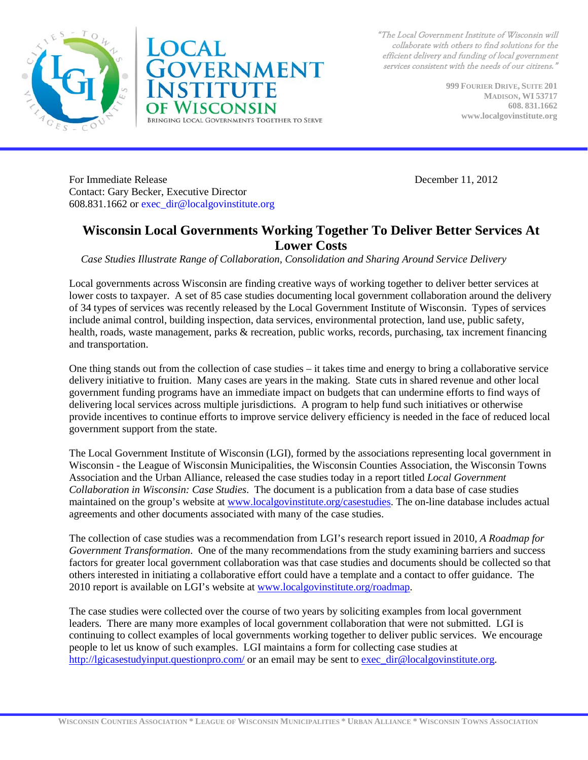# Local Government Institute of Wisconsin

BRINGING LOCAL GOVERNMENTS TOGETHER TO SERVE

*"The Local Government Institute of Wisconsin will collaborate with others to find solutions for the efficient delivery and funding of local government services consistent with the needs of our citizens."*

999 Fourier Drive, Suite 201
Madison, WI 53717
608.831.1662
www.localgovinstitute.org

For Immediate Release
Contact: Gary Becker, Executive Director
608.831.1662 or exec_dir@localgovinstitute.org

December 11, 2012

## Wisconsin Local Governments Working Together To Deliver Better Services At Lower Costs

*Case Studies Illustrate Range of Collaboration, Consolidation and Sharing Around Service Delivery*

Local governments across Wisconsin are finding creative ways of working together to deliver better services at lower costs to taxpayer. A set of 85 case studies documenting local government collaboration around the delivery of 34 types of services was recently released by the Local Government Institute of Wisconsin. Types of services include animal control, building inspection, data services, environmental protection, land use, public safety, health, roads, waste management, parks & recreation, public works, records, purchasing, tax increment financing and transportation.

One thing stands out from the collection of case studies – it takes time and energy to bring a collaborative service delivery initiative to fruition. Many cases are years in the making. State cuts in shared revenue and other local government funding programs have an immediate impact on budgets that can undermine efforts to find ways of delivering local services across multiple jurisdictions. A program to help fund such initiatives or otherwise provide incentives to continue efforts to improve service delivery efficiency is needed in the face of reduced local government support from the state.

The Local Government Institute of Wisconsin (LGI), formed by the associations representing local government in Wisconsin - the League of Wisconsin Municipalities, the Wisconsin Counties Association, the Wisconsin Towns Association and the Urban Alliance, released the case studies today in a report titled *Local Government Collaboration in Wisconsin: Case Studies*. The document is a publication from a data base of case studies maintained on the group's website at www.localgovinstitute.org/casestudies. The on-line database includes actual agreements and other documents associated with many of the case studies.

The collection of case studies was a recommendation from LGI's research report issued in 2010, *A Roadmap for Government Transformation*. One of the many recommendations from the study examining barriers and success factors for greater local government collaboration was that case studies and documents should be collected so that others interested in initiating a collaborative effort could have a template and a contact to offer guidance. The 2010 report is available on LGI's website at www.localgovinstitute.org/roadmap.

The case studies were collected over the course of two years by soliciting examples from local government leaders. There are many more examples of local government collaboration that were not submitted. LGI is continuing to collect examples of local governments working together to deliver public services. We encourage people to let us know of such examples. LGI maintains a form for collecting case studies at http://lgicasestudyinput.questionpro.com/ or an email may be sent to exec_dir@localgovinstitute.org.

Wisconsin Counties Association * League of Wisconsin Municipalities * Urban Alliance * Wisconsin Towns Association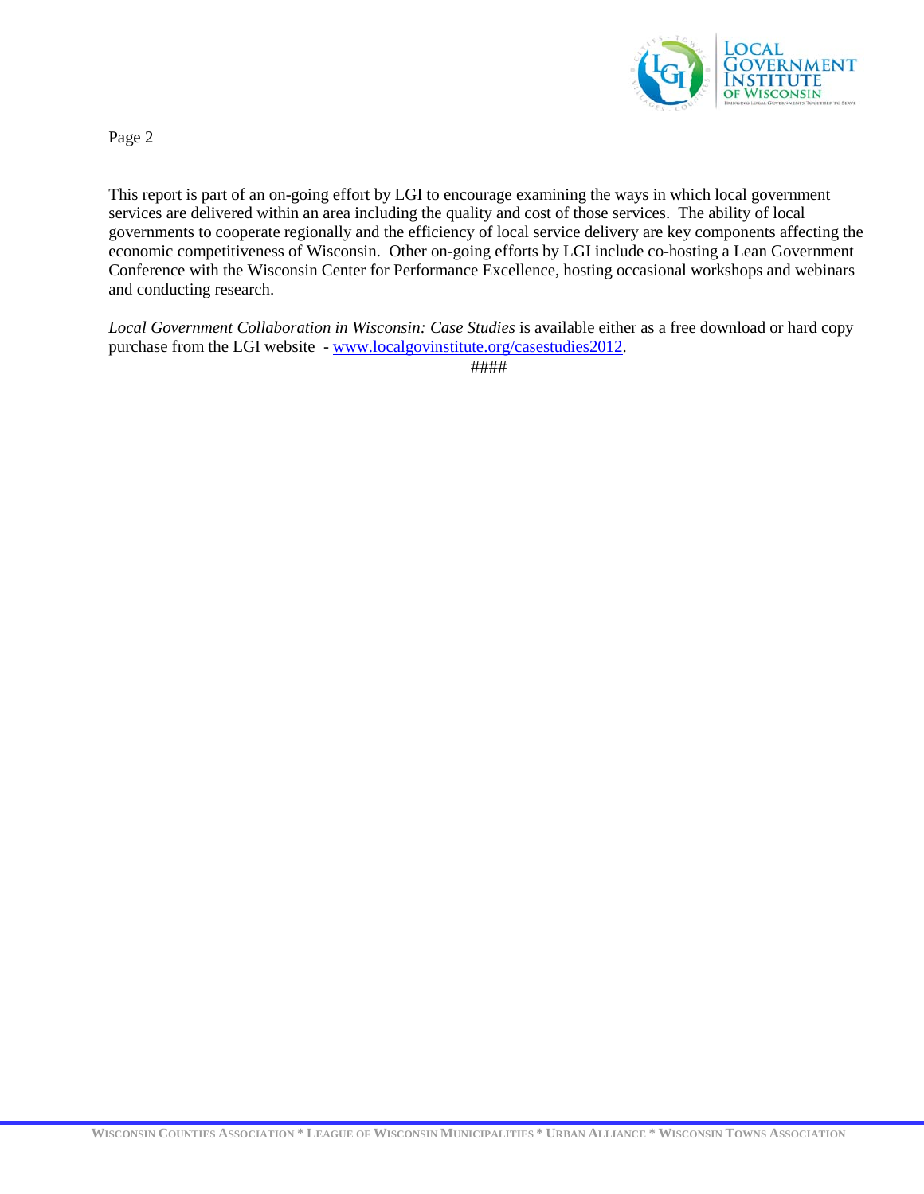This report is part of an on-going effort by LGI to encourage examining the ways in which local government services are delivered within an area including the quality and cost of those services. The ability of local governments to cooperate regionally and the efficiency of local service delivery are key components affecting the economic competitiveness of Wisconsin. Other on-going efforts by LGI include co-hosting a Lean Government Conference with the Wisconsin Center for Performance Excellence, hosting occasional workshops and webinars and conducting research.

*Local Government Collaboration in Wisconsin: Case Studies* is available either as a free download or hard copy purchase from the LGI website - [www.localgovinstitute.org/casestudies2012](http://www.localgovinstitute.org/casestudies2012).

####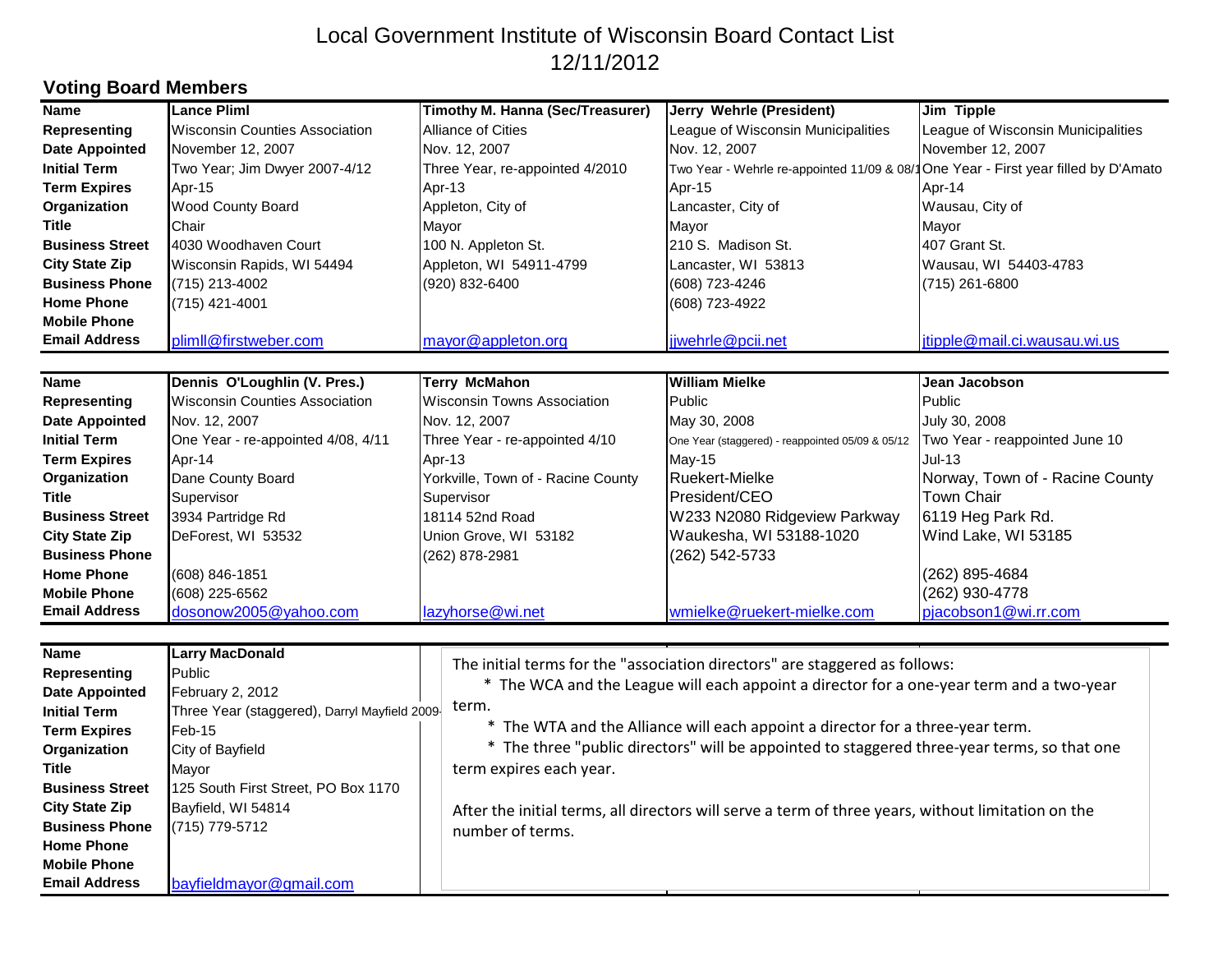# Local Government Institute of Wisconsin Board Contact List
# 12/11/2012

## Voting Board Members

| Name | Lance Pliml | Timothy M. Hanna (Sec/Treasurer) | Jerry Wehrle (President) | Jim Tipple |
|---|---|---|---|---|
| Representing | Wisconsin Counties Association | Alliance of Cities | League of Wisconsin Municipalities | League of Wisconsin Municipalities |
| Date Appointed | November 12, 2007 | Nov. 12, 2007 | Nov. 12, 2007 | November 12, 2007 |
| Initial Term | Two Year; Jim Dwyer 2007-4/12 | Three Year, re-appointed 4/2010 | Two Year - Wehrle re-appointed 11/09 & 08/1 | One Year - First year filled by D'Amato |
| Term Expires | Apr-15 | Apr-13 | Apr-15 | Apr-14 |
| Organization | Wood County Board | Appleton, City of | Lancaster, City of | Wausau, City of |
| Title | Chair | Mayor | Mayor | Mayor |
| Business Street | 4030 Woodhaven Court | 100 N. Appleton St. | 210 S. Madison St. | 407 Grant St. |
| City State Zip | Wisconsin Rapids, WI 54494 | Appleton, WI 54911-4799 | Lancaster, WI 53813 | Wausau, WI 54403-4783 |
| Business Phone | (715) 213-4002 | (920) 832-6400 | (608) 723-4246 | (715) 261-6800 |
| Home Phone | (715) 421-4001 | | (608) 723-4922 | |
| Mobile Phone | | | | |
| Email Address | plimll@firstweber.com | mayor@appleton.org | jjwehrle@pcii.net | jtipple@mail.ci.wausau.wi.us |

| Name | Dennis O'Loughlin (V. Pres.) | Terry McMahon | William Mielke | Jean Jacobson |
|---|---|---|---|---|
| Representing | Wisconsin Counties Association | Wisconsin Towns Association | Public | Public |
| Date Appointed | Nov. 12, 2007 | Nov. 12, 2007 | May 30, 2008 | July 30, 2008 |
| Initial Term | One Year - re-appointed 4/08, 4/11 | Three Year - re-appointed 4/10 | One Year (staggered) - reappointed 05/09 & 05/12 | Two Year - reappointed June 10 |
| Term Expires | Apr-14 | Apr-13 | May-15 | Jul-13 |
| Organization | Dane County Board | Yorkville, Town of - Racine County | Ruekert-Mielke | Norway, Town of - Racine County |
| Title | Supervisor | Supervisor | President/CEO | Town Chair |
| Business Street | 3934 Partridge Rd | 18114 52nd Road | W233 N2080 Ridgeview Parkway | 6119 Heg Park Rd. |
| City State Zip | DeForest, WI 53532 | Union Grove, WI 53182 | Waukesha, WI 53188-1020 | Wind Lake, WI 53185 |
| Business Phone | | (262) 878-2981 | (262) 542-5733 | |
| Home Phone | (608) 846-1851 | | | (262) 895-4684 |
| Mobile Phone | (608) 225-6562 | | | (262) 930-4778 |
| Email Address | dosonow2005@yahoo.com | lazyhorse@wi.net | wmielke@ruekert-mielke.com | pjacobson1@wi.rr.com |

| Name | Larry MacDonald |
|---|---|
| Representing | Public |
| Date Appointed | February 2, 2012 |
| Initial Term | Three Year (staggered), Darryl Mayfield 2009- |
| Term Expires | Feb-15 |
| Organization | City of Bayfield |
| Title | Mayor |
| Business Street | 125 South First Street, PO Box 1170 |
| City State Zip | Bayfield, WI 54814 |
| Business Phone | (715) 779-5712 |
| Home Phone | |
| Mobile Phone | |
| Email Address | bayfieldmayor@gmail.com |

The initial terms for the "association directors" are staggered as follows:

* The WCA and the League will each appoint a director for a one-year term and a two-year term.
* The WTA and the Alliance will each appoint a director for a three-year term.
* The three "public directors" will be appointed to staggered three-year terms, so that one term expires each year.

After the initial terms, all directors will serve a term of three years, without limitation on the number of terms.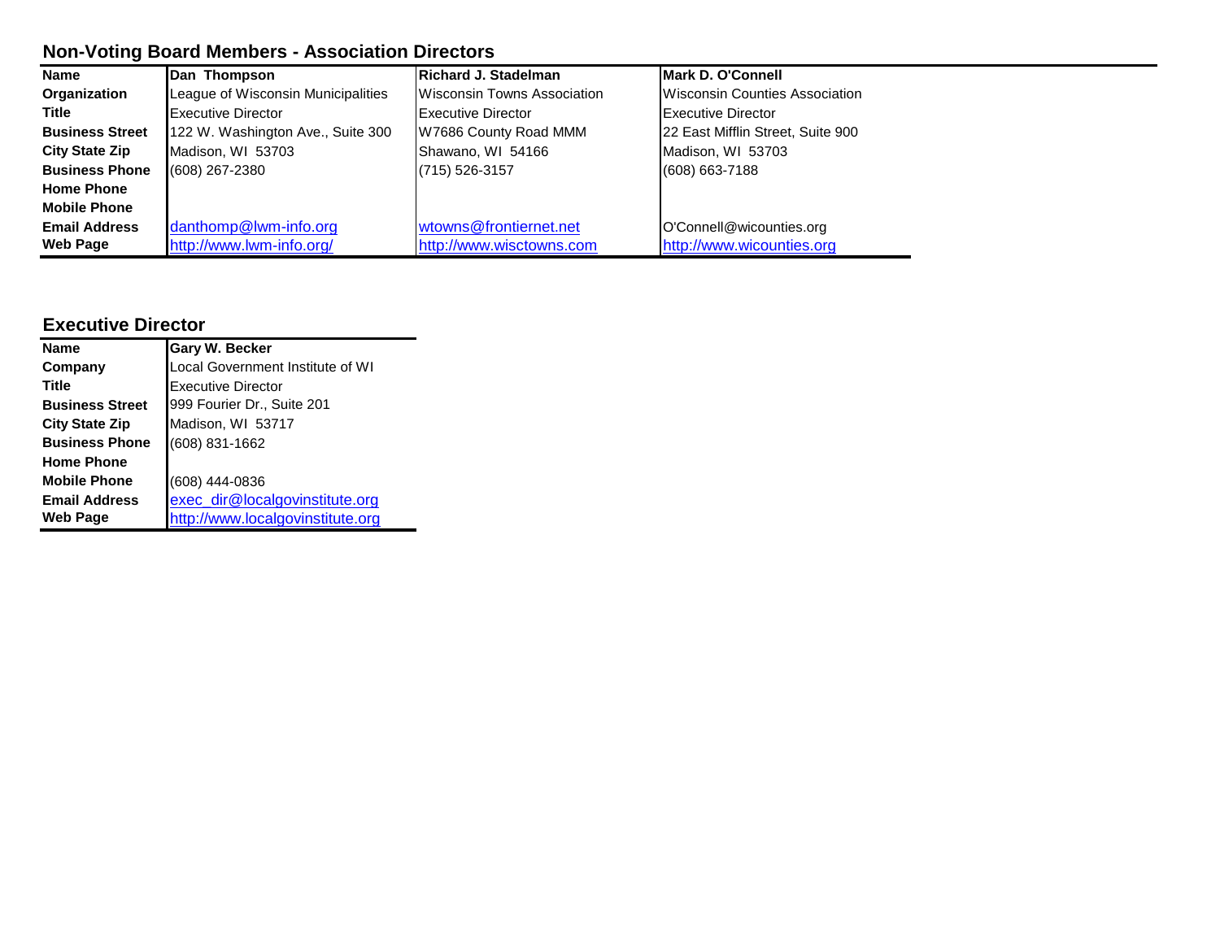## Non-Voting Board Members - Association Directors

| | | | |
|---|---|---|---|
| **Name** | **Dan Thompson** | **Richard J. Stadelman** | **Mark D. O'Connell** |
| **Organization** | League of Wisconsin Municipalities | Wisconsin Towns Association | Wisconsin Counties Association |
| **Title** | Executive Director | Executive Director | Executive Director |
| **Business Street** | 122 W. Washington Ave., Suite 300 | W7686 County Road MMM | 22 East Mifflin Street, Suite 900 |
| **City State Zip** | Madison, WI 53703 | Shawano, WI 54166 | Madison, WI 53703 |
| **Business Phone** | (608) 267-2380 | (715) 526-3157 | (608) 663-7188 |
| **Home Phone** | | | |
| **Mobile Phone** | | | |
| **Email Address** | danthomp@lwm-info.org | wtowns@frontiernet.net | O'Connell@wicounties.org |
| **Web Page** | http://www.lwm-info.org/ | http://www.wisctowns.com | http://www.wicounties.org |

## Executive Director

| | |
|---|---|
| **Name** | **Gary W. Becker** |
| **Company** | Local Government Institute of WI |
| **Title** | Executive Director |
| **Business Street** | 999 Fourier Dr., Suite 201 |
| **City State Zip** | Madison, WI 53717 |
| **Business Phone** | (608) 831-1662 |
| **Home Phone** | |
| **Mobile Phone** | (608) 444-0836 |
| **Email Address** | exec_dir@localgovinstitute.org |
| **Web Page** | http://www.localgovinstitute.org |